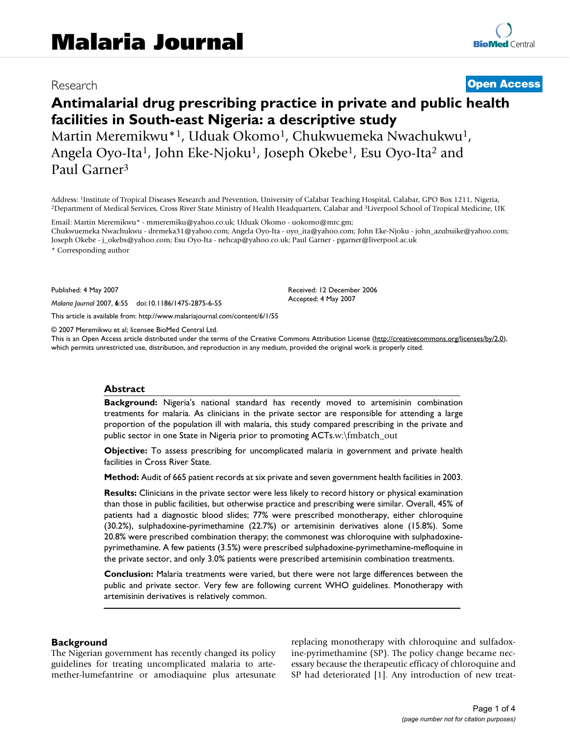Research **Open Access**

# Antimalarial drug prescribing practice in private and public health facilities in South-east Nigeria: a descriptive study

Martin Meremikwu*[1], Uduak Okomo[1], Chukwuemeka Nwachukwu[1], Angela Oyo-Ita[1], John Eke-Njoku[1], Joseph Okebe[1], Esu Oyo-Ita[2] and Paul Garner[3]

Address: [1]Institute of Tropical Diseases Research and Prevention, University of Calabar Teaching Hospital, Calabar, GPO Box 1211, Nigeria, [2]Department of Medical Services, Cross River State Ministry of Health Headquarters, Calabar and [3]Liverpool School of Tropical Medicine, UK

Email: Martin Meremikwu* - mmeremiku@yahoo.co.uk; Uduak Okomo - uokomo@mrc.gm; Chukwuemeka Nwachukwu - dremeka31@yahoo.com; Angela Oyo-Ita - oyo_ita@yahoo.com; John Eke-Njoku - john_azubuike@yahoo.com; Joseph Okebe - j_okebs@yahoo.com; Esu Oyo-Ita - nehcap@yahoo.co.uk; Paul Garner - pgarner@liverpool.ac.uk

\* Corresponding author

Published: 4 May 2007

*Malaria Journal* 2007, **6**:55 doi:10.1186/1475-2875-6-55

Received: 12 December 2006
Accepted: 4 May 2007

This article is available from: http://www.malariajournal.com/content/6/1/55

© 2007 Meremikwu et al; licensee BioMed Central Ltd.
This is an Open Access article distributed under the terms of the Creative Commons Attribution License (http://creativecommons.org/licenses/by/2.0), which permits unrestricted use, distribution, and reproduction in any medium, provided the original work is properly cited.

## Abstract

**Background:** Nigeria's national standard has recently moved to artemisinin combination treatments for malaria. As clinicians in the private sector are responsible for attending a large proportion of the population ill with malaria, this study compared prescribing in the private and public sector in one State in Nigeria prior to promoting ACTs.w:\fmbatch_out

**Objective:** To assess prescribing for uncomplicated malaria in government and private health facilities in Cross River State.

**Method:** Audit of 665 patient records at six private and seven government health facilities in 2003.

**Results:** Clinicians in the private sector were less likely to record history or physical examination than those in public facilities, but otherwise practice and prescribing were similar. Overall, 45% of patients had a diagnostic blood slides; 77% were prescribed monotherapy, either chloroquine (30.2%), sulphadoxine-pyrimethamine (22.7%) or artemisinin derivatives alone (15.8%). Some 20.8% were prescribed combination therapy; the commonest was chloroquine with sulphadoxine-pyrimethamine. A few patients (3.5%) were prescribed sulphadoxine-pyrimethamine-mefloquine in the private sector, and only 3.0% patients were prescribed artemisinin combination treatments.

**Conclusion:** Malaria treatments were varied, but there were not large differences between the public and private sector. Very few are following current WHO guidelines. Monotherapy with artemisinin derivatives is relatively common.

## Background

The Nigerian government has recently changed its policy guidelines for treating uncomplicated malaria to artemether-lumefantrine or amodiaquine plus artesunate replacing monotherapy with chloroquine and sulfadoxine-pyrimethamine (SP). The policy change became necessary because the therapeutic efficacy of chloroquine and SP had deteriorated [1]. Any introduction of new treat-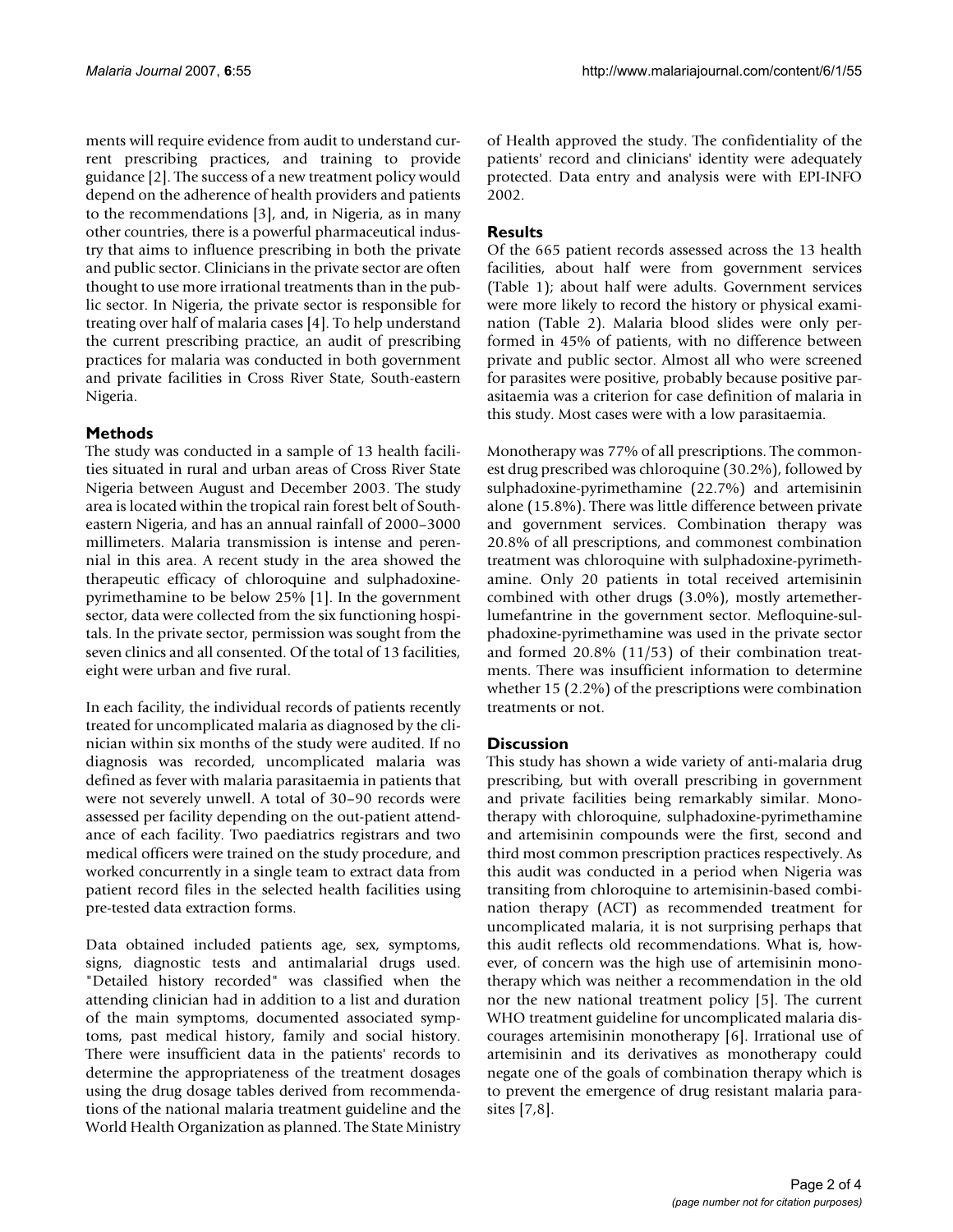ments will require evidence from audit to understand current prescribing practices, and training to provide guidance [2]. The success of a new treatment policy would depend on the adherence of health providers and patients to the recommendations [3], and, in Nigeria, as in many other countries, there is a powerful pharmaceutical industry that aims to influence prescribing in both the private and public sector. Clinicians in the private sector are often thought to use more irrational treatments than in the public sector. In Nigeria, the private sector is responsible for treating over half of malaria cases [4]. To help understand the current prescribing practice, an audit of prescribing practices for malaria was conducted in both government and private facilities in Cross River State, South-eastern Nigeria.

## Methods

The study was conducted in a sample of 13 health facilities situated in rural and urban areas of Cross River State Nigeria between August and December 2003. The study area is located within the tropical rain forest belt of South-eastern Nigeria, and has an annual rainfall of 2000–3000 millimeters. Malaria transmission is intense and perennial in this area. A recent study in the area showed the therapeutic efficacy of chloroquine and sulphadoxine-pyrimethamine to be below 25% [1]. In the government sector, data were collected from the six functioning hospitals. In the private sector, permission was sought from the seven clinics and all consented. Of the total of 13 facilities, eight were urban and five rural.

In each facility, the individual records of patients recently treated for uncomplicated malaria as diagnosed by the clinician within six months of the study were audited. If no diagnosis was recorded, uncomplicated malaria was defined as fever with malaria parasitaemia in patients that were not severely unwell. A total of 30–90 records were assessed per facility depending on the out-patient attendance of each facility. Two paediatrics registrars and two medical officers were trained on the study procedure, and worked concurrently in a single team to extract data from patient record files in the selected health facilities using pre-tested data extraction forms.

Data obtained included patients age, sex, symptoms, signs, diagnostic tests and antimalarial drugs used. "Detailed history recorded" was classified when the attending clinician had in addition to a list and duration of the main symptoms, documented associated symptoms, past medical history, family and social history. There were insufficient data in the patients' records to determine the appropriateness of the treatment dosages using the drug dosage tables derived from recommendations of the national malaria treatment guideline and the World Health Organization as planned. The State Ministry of Health approved the study. The confidentiality of the patients' record and clinicians' identity were adequately protected. Data entry and analysis were with EPI-INFO 2002.

## Results

Of the 665 patient records assessed across the 13 health facilities, about half were from government services (Table 1); about half were adults. Government services were more likely to record the history or physical examination (Table 2). Malaria blood slides were only performed in 45% of patients, with no difference between private and public sector. Almost all who were screened for parasites were positive, probably because positive parasitaemia was a criterion for case definition of malaria in this study. Most cases were with a low parasitaemia.

Monotherapy was 77% of all prescriptions. The commonest drug prescribed was chloroquine (30.2%), followed by sulphadoxine-pyrimethamine (22.7%) and artemisinin alone (15.8%). There was little difference between private and government services. Combination therapy was 20.8% of all prescriptions, and commonest combination treatment was chloroquine with sulphadoxine-pyrimethamine. Only 20 patients in total received artemisinin combined with other drugs (3.0%), mostly artemether-lumefantrine in the government sector. Mefloquine-sulphadoxine-pyrimethamine was used in the private sector and formed 20.8% (11/53) of their combination treatments. There was insufficient information to determine whether 15 (2.2%) of the prescriptions were combination treatments or not.

## Discussion

This study has shown a wide variety of anti-malaria drug prescribing, but with overall prescribing in government and private facilities being remarkably similar. Monotherapy with chloroquine, sulphadoxine-pyrimethamine and artemisinin compounds were the first, second and third most common prescription practices respectively. As this audit was conducted in a period when Nigeria was transiting from chloroquine to artemisinin-based combination therapy (ACT) as recommended treatment for uncomplicated malaria, it is not surprising perhaps that this audit reflects old recommendations. What is, however, of concern was the high use of artemisinin monotherapy which was neither a recommendation in the old nor the new national treatment policy [5]. The current WHO treatment guideline for uncomplicated malaria discourages artemisinin monotherapy [6]. Irrational use of artemisinin and its derivatives as monotherapy could negate one of the goals of combination therapy which is to prevent the emergence of drug resistant malaria parasites [7,8].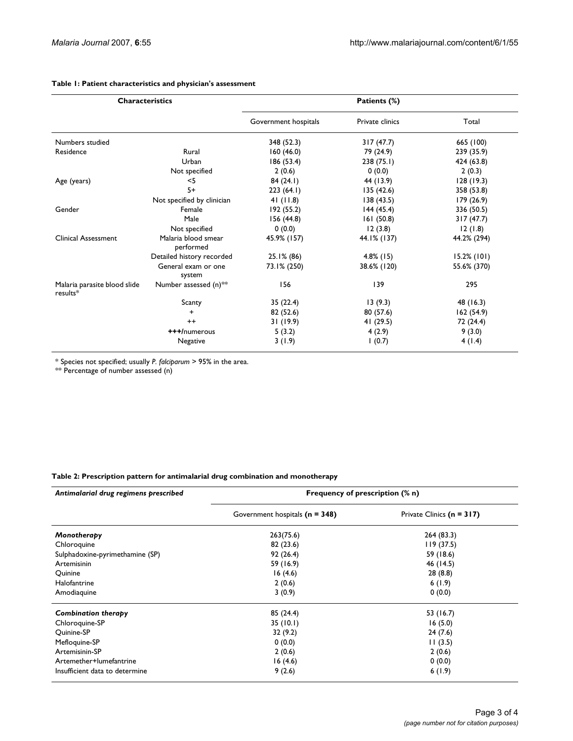**Table 1: Patient characteristics and physician's assessment**

| Characteristics | | Patients (%) | | |
|---|---|---|---|---|
| | | Government hospitals | Private clinics | Total |
| Numbers studied | | 348 (52.3) | 317 (47.7) | 665 (100) |
| Residence | Rural | 160 (46.0) | 79 (24.9) | 239 (35.9) |
| | Urban | 186 (53.4) | 238 (75.1) | 424 (63.8) |
| | Not specified | 2 (0.6) | 0 (0.0) | 2 (0.3) |
| Age (years) | <5 | 84 (24.1) | 44 (13.9) | 128 (19.3) |
| | 5+ | 223 (64.1) | 135 (42.6) | 358 (53.8) |
| | Not specified by clinician | 41 (11.8) | 138 (43.5) | 179 (26.9) |
| Gender | Female | 192 (55.2) | 144 (45.4) | 336 (50.5) |
| | Male | 156 (44.8) | 161 (50.8) | 317 (47.7) |
| | Not specified | 0 (0.0) | 12 (3.8) | 12 (1.8) |
| Clinical Assessment | Malaria blood smear performed | 45.9% (157) | 44.1% (137) | 44.2% (294) |
| | Detailed history recorded | 25.1% (86) | 4.8% (15) | 15.2% (101) |
| | General exam or one system | 73.1% (250) | 38.6% (120) | 55.6% (370) |
| Malaria parasite blood slide results* | Number assessed (n)** | 156 | 139 | 295 |
| | Scanty | 35 (22.4) | 13 (9.3) | 48 (16.3) |
| | + | 82 (52.6) | 80 (57.6) | 162 (54.9) |
| | ++ | 31 (19.9) | 41 (29.5) | 72 (24.4) |
| | **+++**/numerous | 5 (3.2) | 4 (2.9) | 9 (3.0) |
| | Negative | 3 (1.9) | 1 (0.7) | 4 (1.4) |

\* Species not specified; usually *P. falciparum* > 95% in the area.
\** Percentage of number assessed (n)

**Table 2: Prescription pattern for antimalarial drug combination and monotherapy**

| *Antimalarial drug regimens prescribed* | Frequency of prescription (% n) | |
|---|---|---|
| | Government hospitals **(n = 348)** | Private Clinics **(n = 317)** |
| ***Monotherapy*** | 263(75.6) | 264 (83.3) |
| Chloroquine | 82 (23.6) | 119 (37.5) |
| Sulphadoxine-pyrimethamine (SP) | 92 (26.4) | 59 (18.6) |
| Artemisinin | 59 (16.9) | 46 (14.5) |
| Quinine | 16 (4.6) | 28 (8.8) |
| Halofantrine | 2 (0.6) | 6 (1.9) |
| Amodiaquine | 3 (0.9) | 0 (0.0) |
| ***Combination therapy*** | 85 (24.4) | 53 (16.7) |
| Chloroquine-SP | 35 (10.1) | 16 (5.0) |
| Quinine-SP | 32 (9.2) | 24 (7.6) |
| Mefloquine-SP | 0 (0.0) | 11 (3.5) |
| Artemisinin-SP | 2 (0.6) | 2 (0.6) |
| Artemether+lumefantrine | 16 (4.6) | 0 (0.0) |
| Insufficient data to determine | 9 (2.6) | 6 (1.9) |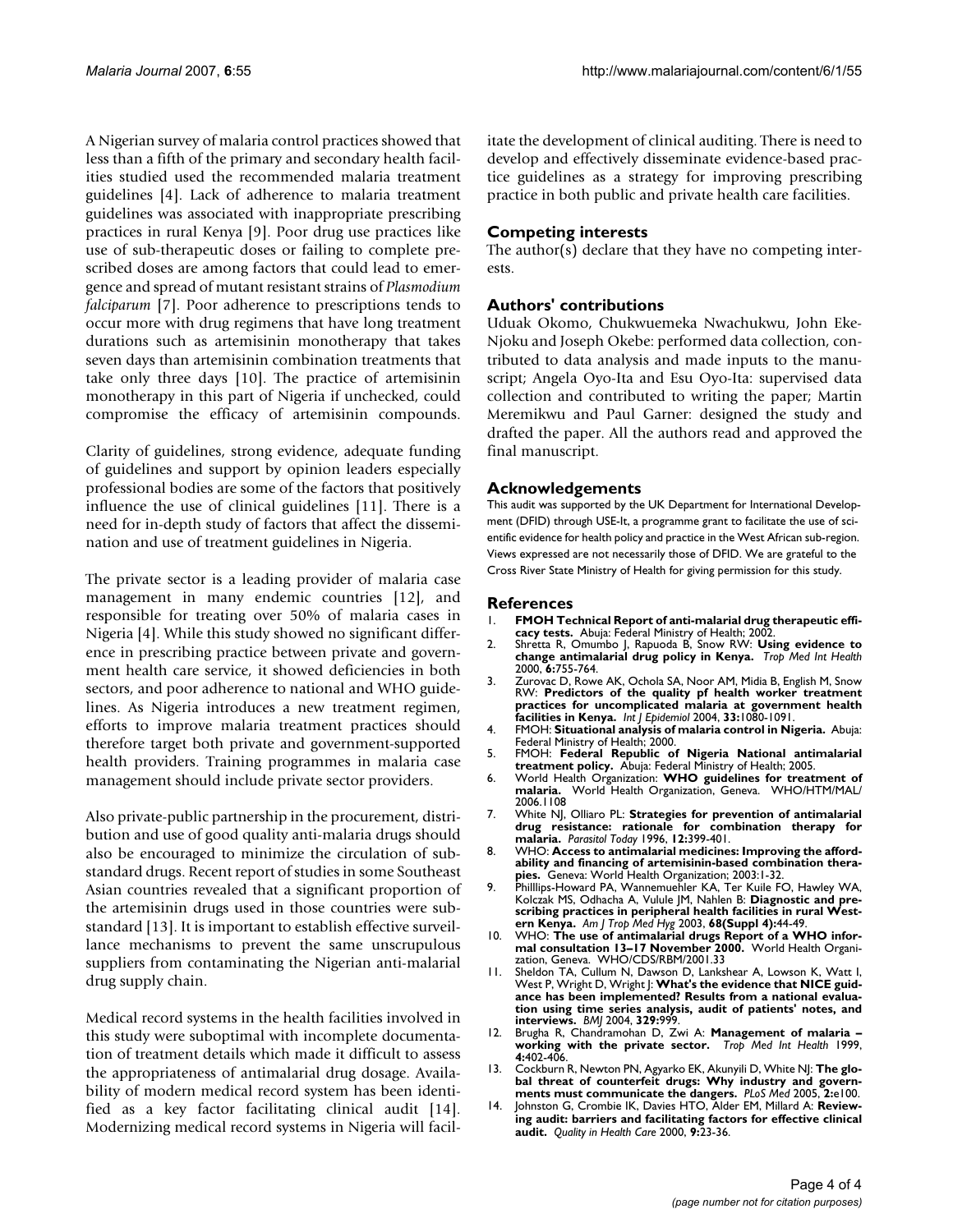A Nigerian survey of malaria control practices showed that less than a fifth of the primary and secondary health facilities studied used the recommended malaria treatment guidelines [4]. Lack of adherence to malaria treatment guidelines was associated with inappropriate prescribing practices in rural Kenya [9]. Poor drug use practices like use of sub-therapeutic doses or failing to complete prescribed doses are among factors that could lead to emergence and spread of mutant resistant strains of *Plasmodium falciparum* [7]. Poor adherence to prescriptions tends to occur more with drug regimens that have long treatment durations such as artemisinin monotherapy that takes seven days than artemisinin combination treatments that take only three days [10]. The practice of artemisinin monotherapy in this part of Nigeria if unchecked, could compromise the efficacy of artemisinin compounds.

Clarity of guidelines, strong evidence, adequate funding of guidelines and support by opinion leaders especially professional bodies are some of the factors that positively influence the use of clinical guidelines [11]. There is a need for in-depth study of factors that affect the dissemination and use of treatment guidelines in Nigeria.

The private sector is a leading provider of malaria case management in many endemic countries [12], and responsible for treating over 50% of malaria cases in Nigeria [4]. While this study showed no significant difference in prescribing practice between private and government health care service, it showed deficiencies in both sectors, and poor adherence to national and WHO guidelines. As Nigeria introduces a new treatment regimen, efforts to improve malaria treatment practices should therefore target both private and government-supported health providers. Training programmes in malaria case management should include private sector providers.

Also private-public partnership in the procurement, distribution and use of good quality anti-malaria drugs should also be encouraged to minimize the circulation of substandard drugs. Recent report of studies in some Southeast Asian countries revealed that a significant proportion of the artemisinin drugs used in those countries were substandard [13]. It is important to establish effective surveillance mechanisms to prevent the same unscrupulous suppliers from contaminating the Nigerian anti-malarial drug supply chain.

Medical record systems in the health facilities involved in this study were suboptimal with incomplete documentation of treatment details which made it difficult to assess the appropriateness of antimalarial drug dosage. Availability of modern medical record system has been identified as a key factor facilitating clinical audit [14]. Modernizing medical record systems in Nigeria will facilitate the development of clinical auditing. There is need to develop and effectively disseminate evidence-based practice guidelines as a strategy for improving prescribing practice in both public and private health care facilities.

## Competing interests

The author(s) declare that they have no competing interests.

## Authors' contributions

Uduak Okomo, Chukwuemeka Nwachukwu, John Eke-Njoku and Joseph Okebe: performed data collection, contributed to data analysis and made inputs to the manuscript; Angela Oyo-Ita and Esu Oyo-Ita: supervised data collection and contributed to writing the paper; Martin Meremikwu and Paul Garner: designed the study and drafted the paper. All the authors read and approved the final manuscript.

## Acknowledgements

This audit was supported by the UK Department for International Development (DFID) through USE-It, a programme grant to facilitate the use of scientific evidence for health policy and practice in the West African sub-region. Views expressed are not necessarily those of DFID. We are grateful to the Cross River State Ministry of Health for giving permission for this study.

## References

1. **FMOH Technical Report of anti-malarial drug therapeutic efficacy tests.** Abuja: Federal Ministry of Health; 2002.
2. Shretta R, Omumbo J, Rapuoda B, Snow RW: **Using evidence to change antimalarial drug policy in Kenya.** *Trop Med Int Health* 2000, **6:**755-764.
3. Zurovac D, Rowe AK, Ochola SA, Noor AM, Midia B, English M, Snow RW: **Predictors of the quality pf health worker treatment practices for uncomplicated malaria at government health facilities in Kenya.** *Int J Epidemiol* 2004, **33:**1080-1091.
4. FMOH: **Situational analysis of malaria control in Nigeria.** Abuja: Federal Ministry of Health; 2000.
5. FMOH: **Federal Republic of Nigeria National antimalarial treatment policy.** Abuja: Federal Ministry of Health; 2005.
6. World Health Organization: **WHO guidelines for treatment of malaria.** World Health Organization, Geneva. WHO/HTM/MAL/2006.1108
7. White NJ, Olliaro PL: **Strategies for prevention of antimalarial drug resistance: rationale for combination therapy for malaria.** *Parasitol Today* 1996, **12:**399-401.
8. WHO: **Access to antimalarial medicines: Improving the affordability and financing of artemisinin-based combination therapies.** Geneva: World Health Organization; 2003:1-32.
9. Philllips-Howard PA, Wannemuehler KA, Ter Kuile FO, Hawley WA, Kolczak MS, Odhacha A, Vulule JM, Nahlen B: **Diagnostic and prescribing practices in peripheral health facilities in rural Western Kenya.** *Am J Trop Med Hyg* 2003, **68(Suppl 4):**44-49.
10. WHO: **The use of antimalarial drugs Report of a WHO informal consultation 13–17 November 2000.** World Health Organization, Geneva. WHO/CDS/RBM/2001.33
11. Sheldon TA, Cullum N, Dawson D, Lankshear A, Lowson K, Watt I, West P, Wright D, Wright J: **What's the evidence that NICE guidance has been implemented? Results from a national evaluation using time series analysis, audit of patients' notes, and interviews.** *BMJ* 2004, **329:**999.
12. Brugha R, Chandramohan D, Zwi A: **Management of malaria – working with the private sector.** *Trop Med Int Health* 1999, **4:**402-406.
13. Cockburn R, Newton PN, Agyarko EK, Akunyili D, White NJ: **The global threat of counterfeit drugs: Why industry and governments must communicate the dangers.** *PLoS Med* 2005, **2:**e100.
14. Johnston G, Crombie IK, Davies HTO, Alder EM, Millard A: **Reviewing audit: barriers and facilitating factors for effective clinical audit.** *Quality in Health Care* 2000, **9:**23-36.